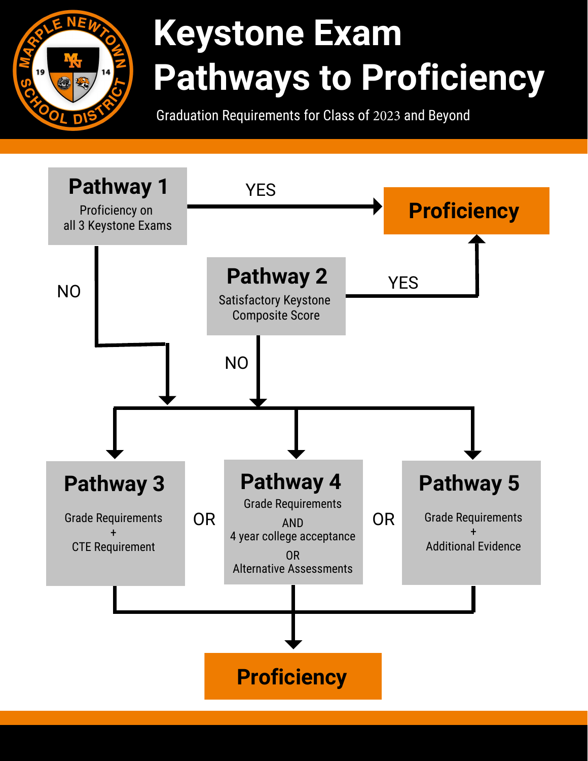# Keystone Exam Pathways to Proficiency

Graduation Requirements for Class of 2023 and Beyond

**Pathway 1**
Proficiency on all 3 Keystone Exams

YES → **Proficiency**

NO ↓

**Pathway 2**
Satisfactory Keystone Composite Score

YES → **Proficiency**

NO ↓

**Pathway 3**
Grade Requirements
+
CTE Requirement

OR

**Pathway 4**
Grade Requirements
AND
4 year college acceptance
OR
Alternative Assessments

OR

**Pathway 5**
Grade Requirements
+
Additional Evidence

↓

**Proficiency**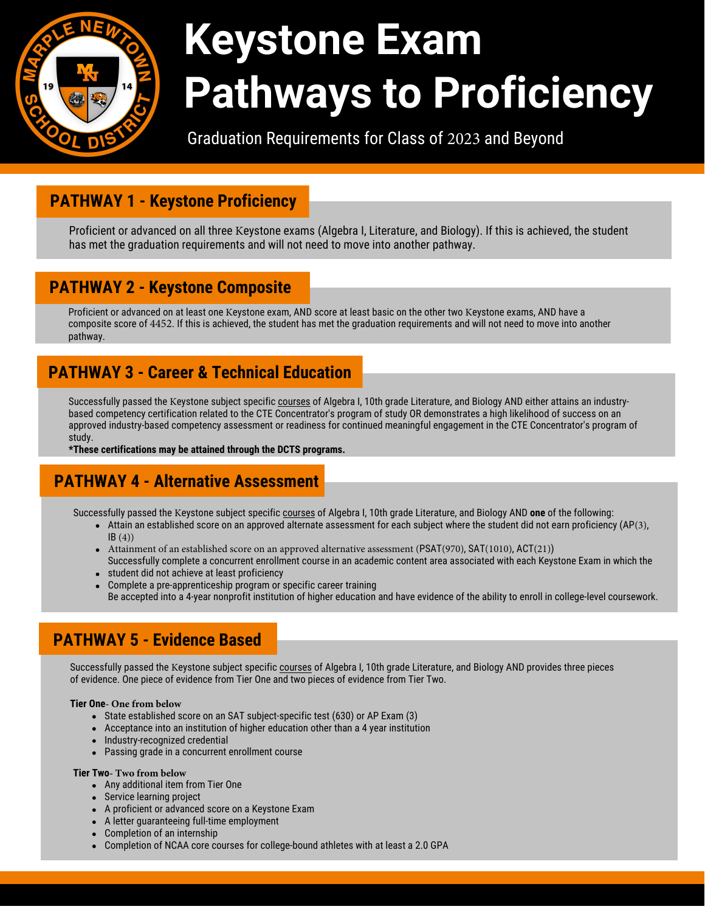# Keystone Exam Pathways to Proficiency

Graduation Requirements for Class of 2023 and Beyond

## PATHWAY 1 - Keystone Proficiency

Proficient or advanced on all three Keystone exams (Algebra I, Literature, and Biology). If this is achieved, the student has met the graduation requirements and will not need to move into another pathway.

## PATHWAY 2 - Keystone Composite

Proficient or advanced on at least one Keystone exam, AND score at least basic on the other two Keystone exams, AND have a composite score of 4452. If this is achieved, the student has met the graduation requirements and will not need to move into another pathway.

## PATHWAY 3 - Career & Technical Education

Successfully passed the Keystone subject specific courses of Algebra I, 10th grade Literature, and Biology AND either attains an industry-based competency certification related to the CTE Concentrator's program of study OR demonstrates a high likelihood of success on an approved industry-based competency assessment or readiness for continued meaningful engagement in the CTE Concentrator's program of study.

**\*These certifications may be attained through the DCTS programs.**

## PATHWAY 4 - Alternative Assessment

Successfully passed the Keystone subject specific courses of Algebra I, 10th grade Literature, and Biology AND **one** of the following:

- Attain an established score on an approved alternate assessment for each subject where the student did not earn proficiency (AP(3), IB (4))
- Attainment of an established score on an approved alternative assessment (PSAT(970), SAT(1010), ACT(21))
- Successfully complete a concurrent enrollment course in an academic content area associated with each Keystone Exam in which the student did not achieve at least proficiency
- Complete a pre-apprenticeship program or specific career training
- Be accepted into a 4-year nonprofit institution of higher education and have evidence of the ability to enroll in college-level coursework.

## PATHWAY 5 - Evidence Based

Successfully passed the Keystone subject specific courses of Algebra I, 10th grade Literature, and Biology AND provides three pieces of evidence. One piece of evidence from Tier One and two pieces of evidence from Tier Two.

**Tier One**- One from below

- State established score on an SAT subject-specific test (630) or AP Exam (3)
- Acceptance into an institution of higher education other than a 4 year institution
- Industry-recognized credential
- Passing grade in a concurrent enrollment course

**Tier Two**- Two from below

- Any additional item from Tier One
- Service learning project
- A proficient or advanced score on a Keystone Exam
- A letter guaranteeing full-time employment
- Completion of an internship
- Completion of NCAA core courses for college-bound athletes with at least a 2.0 GPA